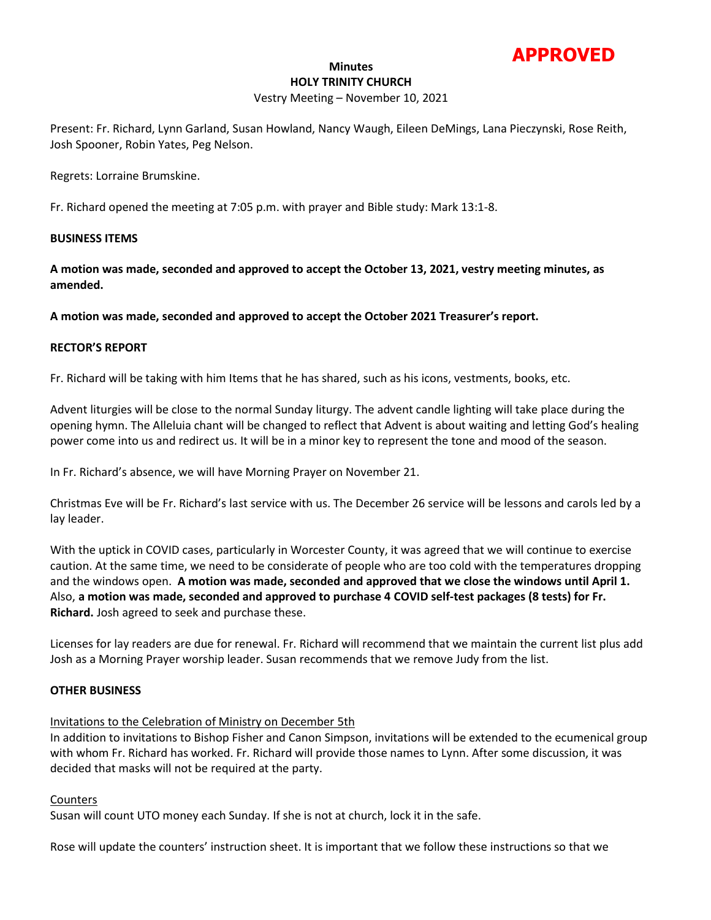**APPROVED**

**Minutes**
**HOLY TRINITY CHURCH**
Vestry Meeting – November 10, 2021

Present: Fr. Richard, Lynn Garland, Susan Howland, Nancy Waugh, Eileen DeMings, Lana Pieczynski, Rose Reith, Josh Spooner, Robin Yates, Peg Nelson.

Regrets: Lorraine Brumskine.

Fr. Richard opened the meeting at 7:05 p.m. with prayer and Bible study: Mark 13:1-8.

**BUSINESS ITEMS**

**A motion was made, seconded and approved to accept the October 13, 2021, vestry meeting minutes, as amended.**

**A motion was made, seconded and approved to accept the October 2021 Treasurer's report.**

**RECTOR'S REPORT**

Fr. Richard will be taking with him Items that he has shared, such as his icons, vestments, books, etc.

Advent liturgies will be close to the normal Sunday liturgy. The advent candle lighting will take place during the opening hymn. The Alleluia chant will be changed to reflect that Advent is about waiting and letting God's healing power come into us and redirect us. It will be in a minor key to represent the tone and mood of the season.

In Fr. Richard's absence, we will have Morning Prayer on November 21.

Christmas Eve will be Fr. Richard's last service with us. The December 26 service will be lessons and carols led by a lay leader.

With the uptick in COVID cases, particularly in Worcester County, it was agreed that we will continue to exercise caution. At the same time, we need to be considerate of people who are too cold with the temperatures dropping and the windows open. **A motion was made, seconded and approved that we close the windows until April 1.** Also, **a motion was made, seconded and approved to purchase 4 COVID self-test packages (8 tests) for Fr. Richard.** Josh agreed to seek and purchase these.

Licenses for lay readers are due for renewal. Fr. Richard will recommend that we maintain the current list plus add Josh as a Morning Prayer worship leader. Susan recommends that we remove Judy from the list.

**OTHER BUSINESS**

Invitations to the Celebration of Ministry on December 5th
In addition to invitations to Bishop Fisher and Canon Simpson, invitations will be extended to the ecumenical group with whom Fr. Richard has worked. Fr. Richard will provide those names to Lynn. After some discussion, it was decided that masks will not be required at the party.

Counters
Susan will count UTO money each Sunday. If she is not at church, lock it in the safe.

Rose will update the counters' instruction sheet. It is important that we follow these instructions so that we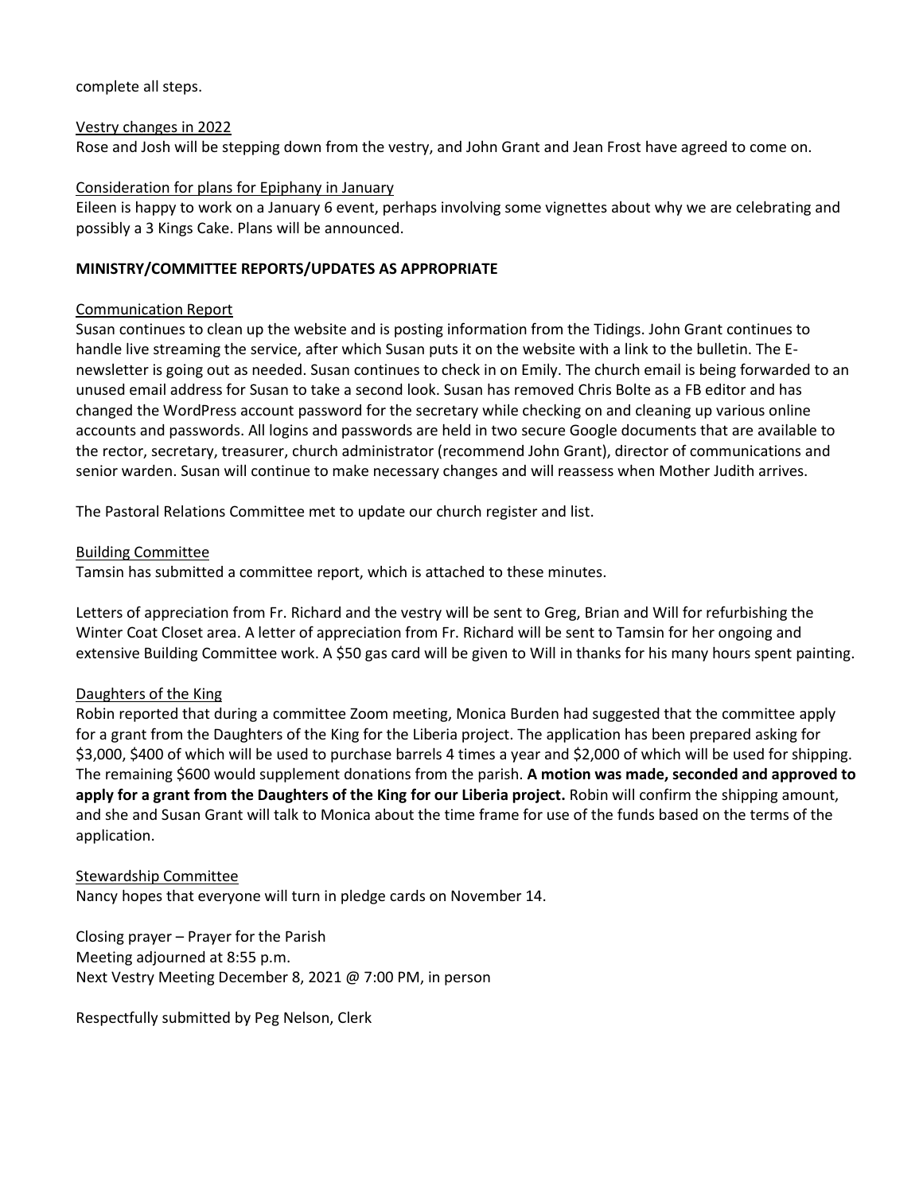complete all steps.

Vestry changes in 2022

Rose and Josh will be stepping down from the vestry, and John Grant and Jean Frost have agreed to come on.

Consideration for plans for Epiphany in January

Eileen is happy to work on a January 6 event, perhaps involving some vignettes about why we are celebrating and possibly a 3 Kings Cake. Plans will be announced.

**MINISTRY/COMMITTEE REPORTS/UPDATES AS APPROPRIATE**

Communication Report

Susan continues to clean up the website and is posting information from the Tidings. John Grant continues to handle live streaming the service, after which Susan puts it on the website with a link to the bulletin. The E-newsletter is going out as needed. Susan continues to check in on Emily. The church email is being forwarded to an unused email address for Susan to take a second look. Susan has removed Chris Bolte as a FB editor and has changed the WordPress account password for the secretary while checking on and cleaning up various online accounts and passwords. All logins and passwords are held in two secure Google documents that are available to the rector, secretary, treasurer, church administrator (recommend John Grant), director of communications and senior warden. Susan will continue to make necessary changes and will reassess when Mother Judith arrives.

The Pastoral Relations Committee met to update our church register and list.

Building Committee

Tamsin has submitted a committee report, which is attached to these minutes.

Letters of appreciation from Fr. Richard and the vestry will be sent to Greg, Brian and Will for refurbishing the Winter Coat Closet area. A letter of appreciation from Fr. Richard will be sent to Tamsin for her ongoing and extensive Building Committee work. A $50 gas card will be given to Will in thanks for his many hours spent painting.

Daughters of the King

Robin reported that during a committee Zoom meeting, Monica Burden had suggested that the committee apply for a grant from the Daughters of the King for the Liberia project. The application has been prepared asking for $3,000, $400 of which will be used to purchase barrels 4 times a year and $2,000 of which will be used for shipping. The remaining $600 would supplement donations from the parish. **A motion was made, seconded and approved to apply for a grant from the Daughters of the King for our Liberia project.** Robin will confirm the shipping amount, and she and Susan Grant will talk to Monica about the time frame for use of the funds based on the terms of the application.

Stewardship Committee

Nancy hopes that everyone will turn in pledge cards on November 14.

Closing prayer – Prayer for the Parish
Meeting adjourned at 8:55 p.m.
Next Vestry Meeting December 8, 2021 @ 7:00 PM, in person

Respectfully submitted by Peg Nelson, Clerk